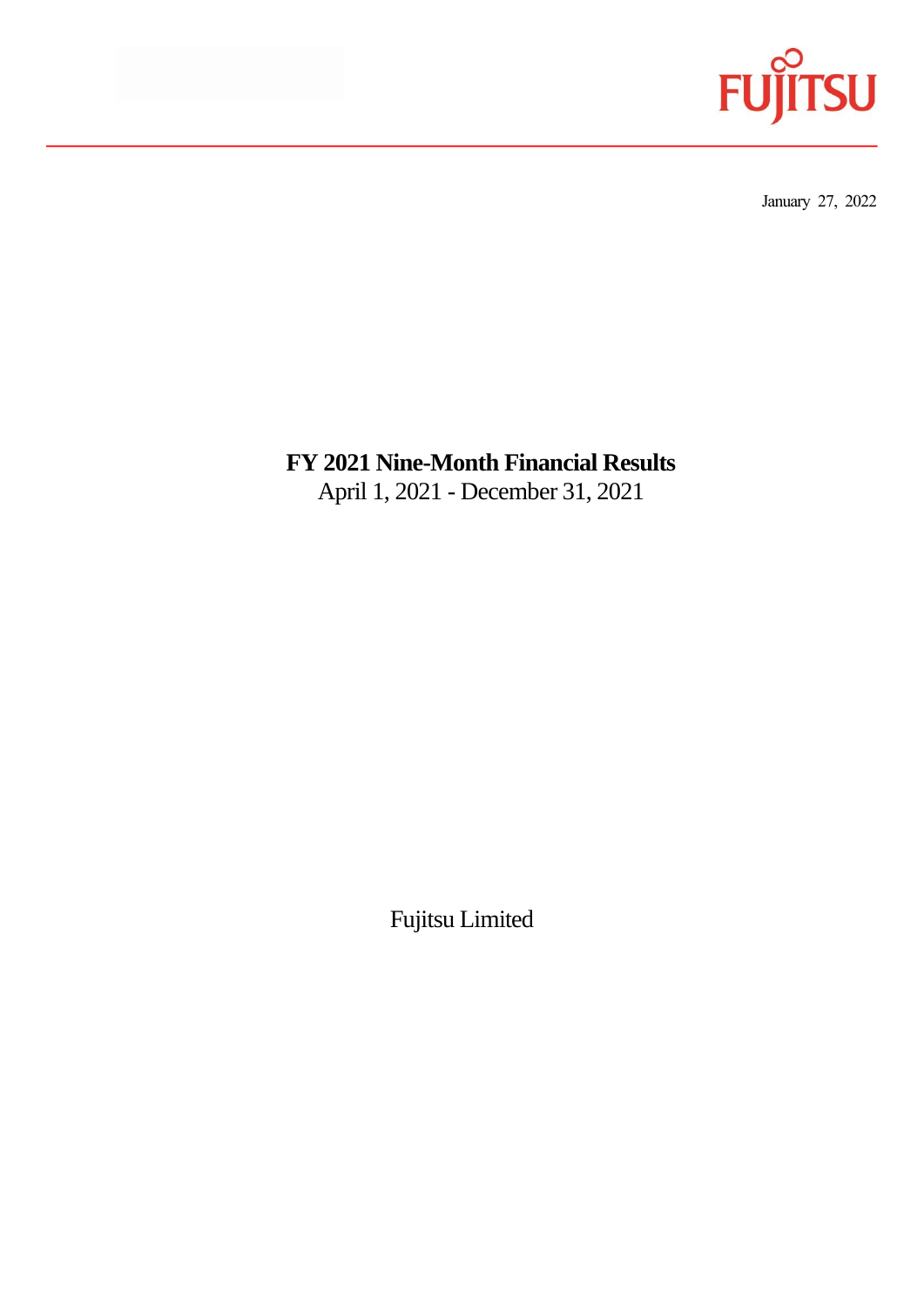FUJITSU

January 27, 2022

# FY 2021 Nine-Month Financial Results

April 1, 2021 - December 31, 2021

Fujitsu Limited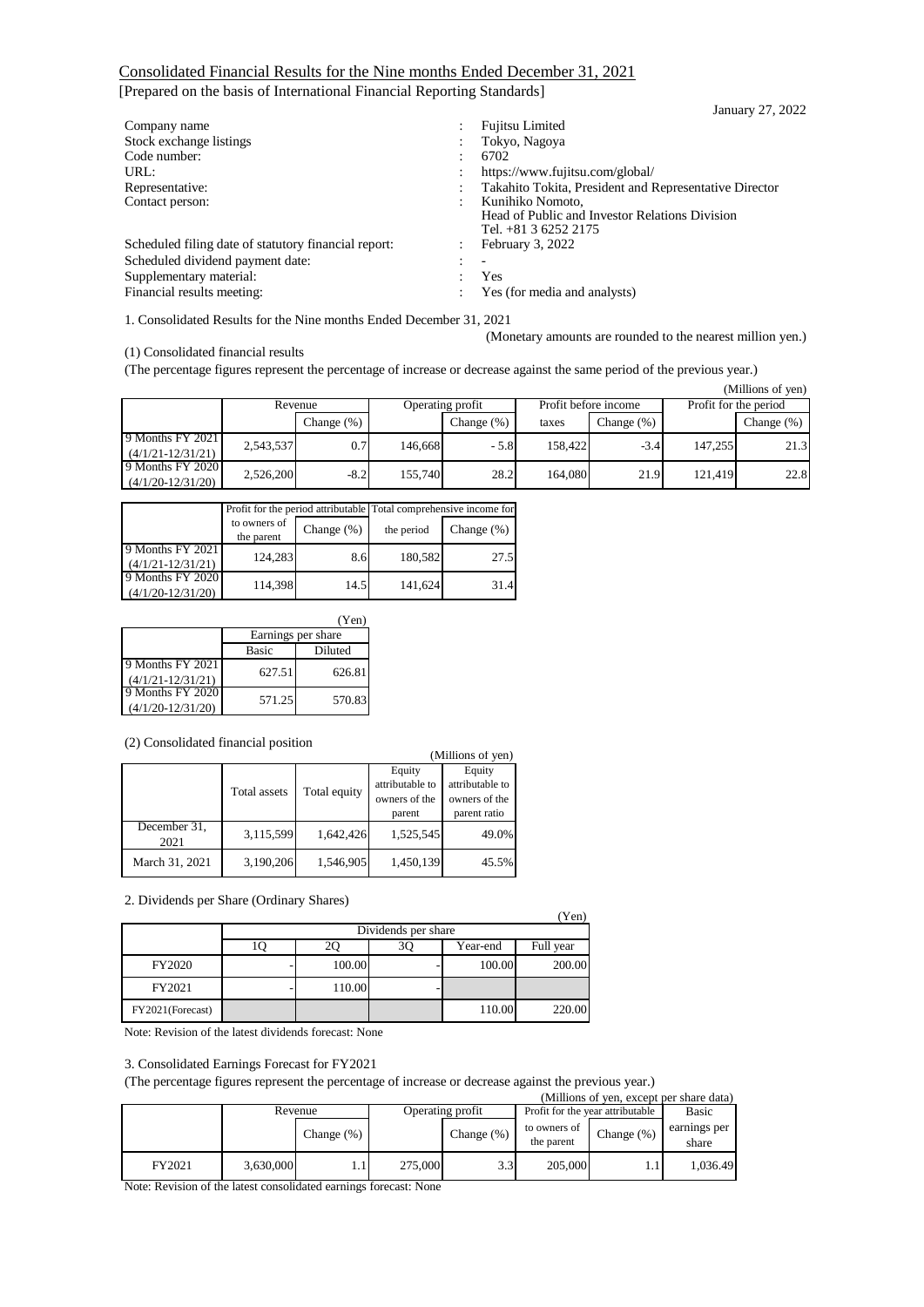## Consolidated Financial Results for the Nine months Ended December 31, 2021

[Prepared on the basis of International Financial Reporting Standards]

January 27, 2022

| | | |
|---|---|---|
| Company name | : | Fujitsu Limited |
| Stock exchange listings | : | Tokyo, Nagoya |
| Code number: | : | 6702 |
| URL: | : | https://www.fujitsu.com/global/ |
| Representative: | : | Takahito Tokita, President and Representative Director |
| Contact person: | : | Kunihiko Nomoto, Head of Public and Investor Relations Division Tel. +81 3 6252 2175 |
| Scheduled filing date of statutory financial report: | : | February 3, 2022 |
| Scheduled dividend payment date: | : | - |
| Supplementary material: | : | Yes |
| Financial results meeting: | : | Yes (for media and analysts) |

1. Consolidated Results for the Nine months Ended December 31, 2021

(Monetary amounts are rounded to the nearest million yen.)

(1) Consolidated financial results

(The percentage figures represent the percentage of increase or decrease against the same period of the previous year.)

(Millions of yen)

| | Revenue | | Operating profit | | Profit before income taxes | | Profit for the period | |
|---|---|---|---|---|---|---|---|---|
| | | Change (%) | | Change (%) | | Change (%) | | Change (%) |
| 9 Months FY 2021 (4/1/21-12/31/21) | 2,543,537 | 0.7 | 146,668 | - 5.8 | 158,422 | -3.4 | 147,255 | 21.3 |
| 9 Months FY 2020 (4/1/20-12/31/20) | 2,526,200 | -8.2 | 155,740 | 28.2 | 164,080 | 21.9 | 121,419 | 22.8 |

| | Profit for the period attributable to owners of the parent | Change (%) | Total comprehensive income for the period | Change (%) |
|---|---|---|---|---|
| 9 Months FY 2021 (4/1/21-12/31/21) | 124,283 | 8.6 | 180,582 | 27.5 |
| 9 Months FY 2020 (4/1/20-12/31/20) | 114,398 | 14.5 | 141,624 | 31.4 |

(Yen)

| | Earnings per share | |
|---|---|---|
| | Basic | Diluted |
| 9 Months FY 2021 (4/1/21-12/31/21) | 627.51 | 626.81 |
| 9 Months FY 2020 (4/1/20-12/31/20) | 571.25 | 570.83 |

(2) Consolidated financial position

(Millions of yen)

| | Total assets | Total equity | Equity attributable to owners of the parent | Equity attributable to owners of the parent ratio |
|---|---|---|---|---|
| December 31, 2021 | 3,115,599 | 1,642,426 | 1,525,545 | 49.0% |
| March 31, 2021 | 3,190,206 | 1,546,905 | 1,450,139 | 45.5% |

2. Dividends per Share (Ordinary Shares)

(Yen)

| | Dividends per share | | | | |
|---|---|---|---|---|---|
| | 1Q | 2Q | 3Q | Year-end | Full year |
| FY2020 | - | 100.00 | - | 100.00 | 200.00 |
| FY2021 | - | 110.00 | - | | |
| FY2021(Forecast) | | | | 110.00 | 220.00 |

Note: Revision of the latest dividends forecast: None

3. Consolidated Earnings Forecast for FY2021

(The percentage figures represent the percentage of increase or decrease against the previous year.)

(Millions of yen, except per share data)

| | Revenue | | Operating profit | | Profit for the year attributable to owners of the parent | | Basic earnings per share |
|---|---|---|---|---|---|---|---|
| | | Change (%) | | Change (%) | | Change (%) | |
| FY2021 | 3,630,000 | 1.1 | 275,000 | 3.3 | 205,000 | 1.1 | 1,036.49 |

Note: Revision of the latest consolidated earnings forecast: None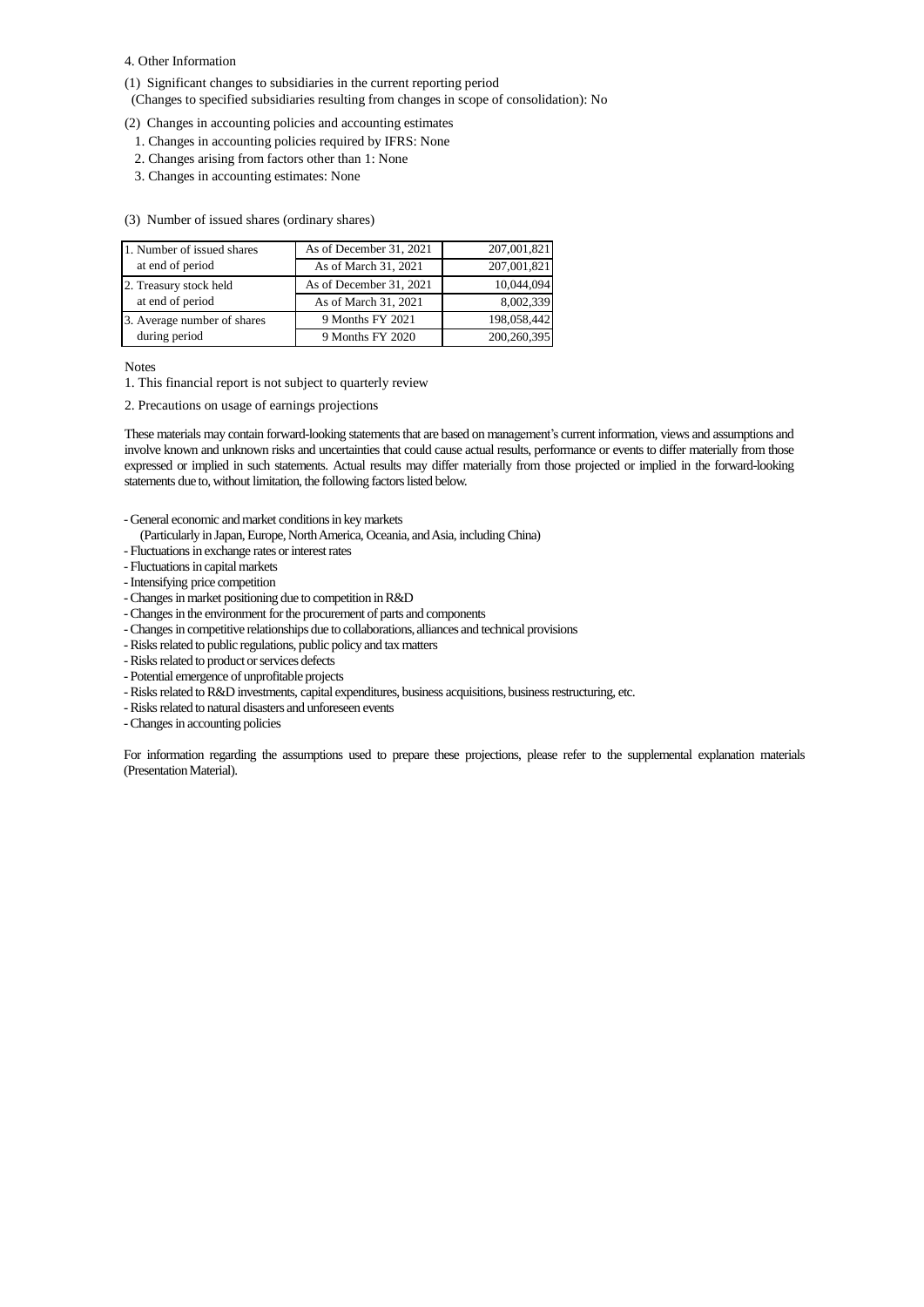4. Other Information

(1) Significant changes to subsidiaries in the current reporting period
(Changes to specified subsidiaries resulting from changes in scope of consolidation): No

(2) Changes in accounting policies and accounting estimates

1. Changes in accounting policies required by IFRS: None
2. Changes arising from factors other than 1: None
3. Changes in accounting estimates: None

(3) Number of issued shares (ordinary shares)

| | | |
|---|---|---|
| 1. Number of issued shares at end of period | As of December 31, 2021 | 207,001,821 |
| | As of March 31, 2021 | 207,001,821 |
| 2. Treasury stock held at end of period | As of December 31, 2021 | 10,044,094 |
| | As of March 31, 2021 | 8,002,339 |
| 3. Average number of shares during period | 9 Months FY 2021 | 198,058,442 |
| | 9 Months FY 2020 | 200,260,395 |

Notes

1. This financial report is not subject to quarterly review
2. Precautions on usage of earnings projections

These materials may contain forward-looking statements that are based on management's current information, views and assumptions and involve known and unknown risks and uncertainties that could cause actual results, performance or events to differ materially from those expressed or implied in such statements. Actual results may differ materially from those projected or implied in the forward-looking statements due to, without limitation, the following factors listed below.

- General economic and market conditions in key markets
  (Particularly in Japan, Europe, North America, Oceania, and Asia, including China)
- Fluctuations in exchange rates or interest rates
- Fluctuations in capital markets
- Intensifying price competition
- Changes in market positioning due to competition in R&D
- Changes in the environment for the procurement of parts and components
- Changes in competitive relationships due to collaborations, alliances and technical provisions
- Risks related to public regulations, public policy and tax matters
- Risks related to product or services defects
- Potential emergence of unprofitable projects
- Risks related to R&D investments, capital expenditures, business acquisitions, business restructuring, etc.
- Risks related to natural disasters and unforeseen events
- Changes in accounting policies

For information regarding the assumptions used to prepare these projections, please refer to the supplemental explanation materials (Presentation Material).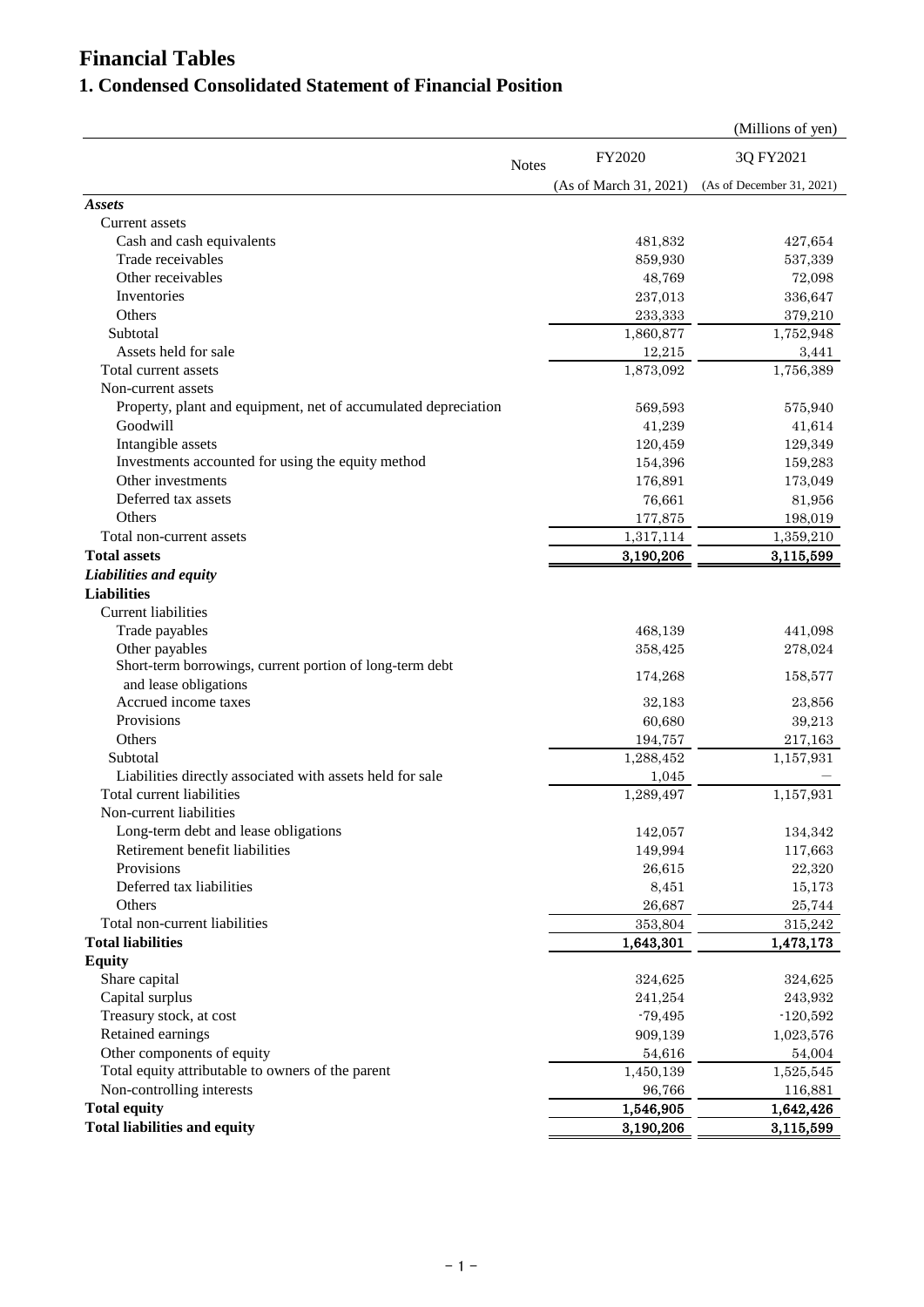# Financial Tables

## 1. Condensed Consolidated Statement of Financial Position

(Millions of yen)

| | Notes | FY2020 (As of March 31, 2021) | 3Q FY2021 (As of December 31, 2021) |
|---|---|---|---|
| ***Assets*** | | | |
| Current assets | | | |
| Cash and cash equivalents | | 481,832 | 427,654 |
| Trade receivables | | 859,930 | 537,339 |
| Other receivables | | 48,769 | 72,098 |
| Inventories | | 237,013 | 336,647 |
| Others | | 233,333 | 379,210 |
| Subtotal | | 1,860,877 | 1,752,948 |
| Assets held for sale | | 12,215 | 3,441 |
| Total current assets | | 1,873,092 | 1,756,389 |
| Non-current assets | | | |
| Property, plant and equipment, net of accumulated depreciation | | 569,593 | 575,940 |
| Goodwill | | 41,239 | 41,614 |
| Intangible assets | | 120,459 | 129,349 |
| Investments accounted for using the equity method | | 154,396 | 159,283 |
| Other investments | | 176,891 | 173,049 |
| Deferred tax assets | | 76,661 | 81,956 |
| Others | | 177,875 | 198,019 |
| Total non-current assets | | 1,317,114 | 1,359,210 |
| **Total assets** | | 3,190,206 | 3,115,599 |
| ***Liabilities and equity*** | | | |
| **Liabilities** | | | |
| Current liabilities | | | |
| Trade payables | | 468,139 | 441,098 |
| Other payables | | 358,425 | 278,024 |
| Short-term borrowings, current portion of long-term debt and lease obligations | | 174,268 | 158,577 |
| Accrued income taxes | | 32,183 | 23,856 |
| Provisions | | 60,680 | 39,213 |
| Others | | 194,757 | 217,163 |
| Subtotal | | 1,288,452 | 1,157,931 |
| Liabilities directly associated with assets held for sale | | 1,045 | — |
| Total current liabilities | | 1,289,497 | 1,157,931 |
| Non-current liabilities | | | |
| Long-term debt and lease obligations | | 142,057 | 134,342 |
| Retirement benefit liabilities | | 149,994 | 117,663 |
| Provisions | | 26,615 | 22,320 |
| Deferred tax liabilities | | 8,451 | 15,173 |
| Others | | 26,687 | 25,744 |
| Total non-current liabilities | | 353,804 | 315,242 |
| **Total liabilities** | | 1,643,301 | 1,473,173 |
| **Equity** | | | |
| Share capital | | 324,625 | 324,625 |
| Capital surplus | | 241,254 | 243,932 |
| Treasury stock, at cost | | -79,495 | -120,592 |
| Retained earnings | | 909,139 | 1,023,576 |
| Other components of equity | | 54,616 | 54,004 |
| Total equity attributable to owners of the parent | | 1,450,139 | 1,525,545 |
| Non-controlling interests | | 96,766 | 116,881 |
| **Total equity** | | 1,546,905 | 1,642,426 |
| **Total liabilities and equity** | | 3,190,206 | 3,115,599 |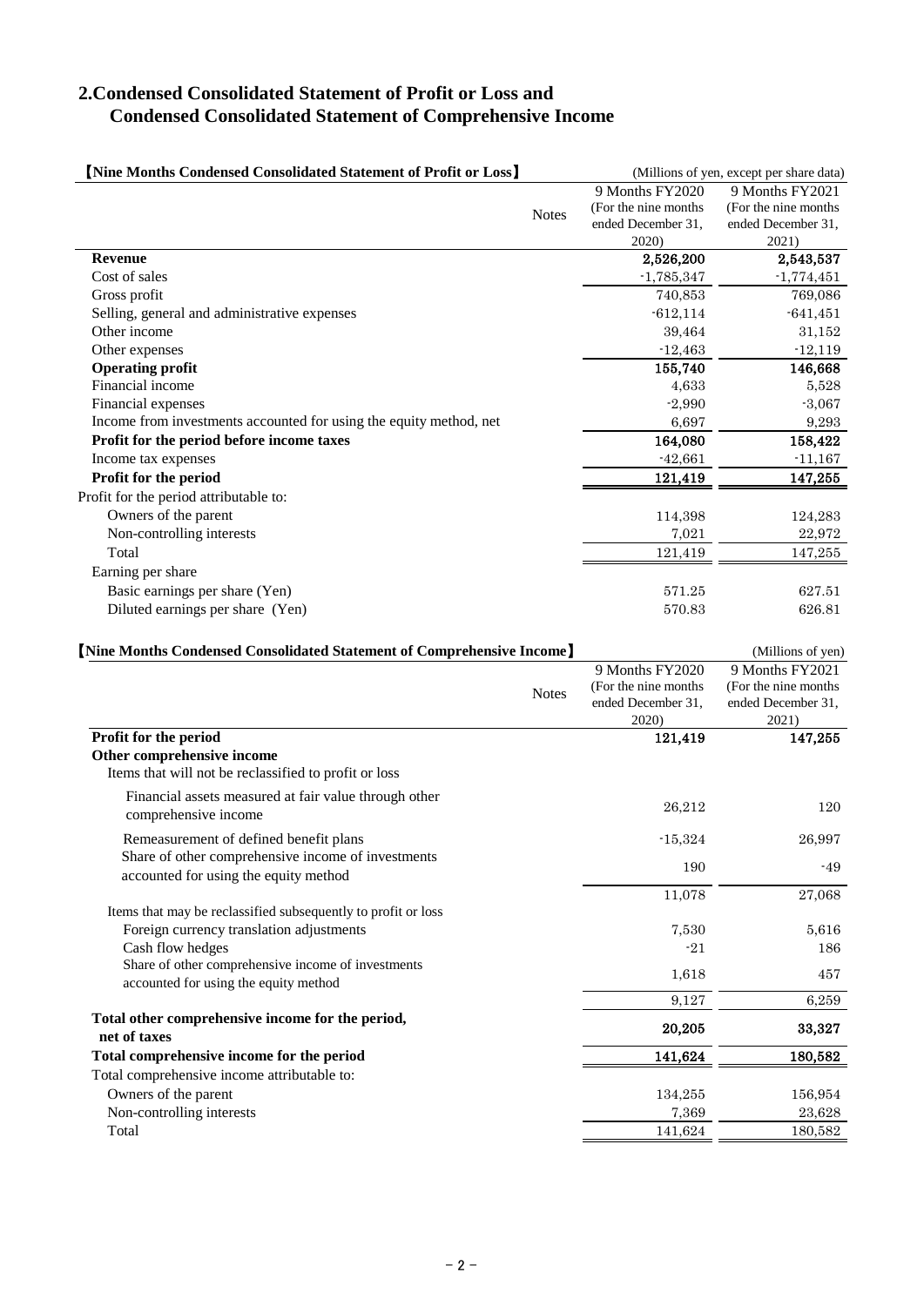## 2.Condensed Consolidated Statement of Profit or Loss and Condensed Consolidated Statement of Comprehensive Income

**【Nine Months Condensed Consolidated Statement of Profit or Loss】**

(Millions of yen, except per share data)

| | Notes | 9 Months FY2020 (For the nine months ended December 31, 2020) | 9 Months FY2021 (For the nine months ended December 31, 2021) |
|---|---|---|---|
| **Revenue** | | 2,526,200 | 2,543,537 |
| Cost of sales | | -1,785,347 | -1,774,451 |
| Gross profit | | 740,853 | 769,086 |
| Selling, general and administrative expenses | | -612,114 | -641,451 |
| Other income | | 39,464 | 31,152 |
| Other expenses | | -12,463 | -12,119 |
| **Operating profit** | | 155,740 | 146,668 |
| Financial income | | 4,633 | 5,528 |
| Financial expenses | | -2,990 | -3,067 |
| Income from investments accounted for using the equity method, net | | 6,697 | 9,293 |
| **Profit for the period before income taxes** | | 164,080 | 158,422 |
| Income tax expenses | | -42,661 | -11,167 |
| **Profit for the period** | | 121,419 | 147,255 |
| Profit for the period attributable to: | | | |
| Owners of the parent | | 114,398 | 124,283 |
| Non-controlling interests | | 7,021 | 22,972 |
| Total | | 121,419 | 147,255 |
| Earning per share | | | |
| Basic earnings per share (Yen) | | 571.25 | 627.51 |
| Diluted earnings per share (Yen) | | 570.83 | 626.81 |

**【Nine Months Condensed Consolidated Statement of Comprehensive Income】**

(Millions of yen)

| | Notes | 9 Months FY2020 (For the nine months ended December 31, 2020) | 9 Months FY2021 (For the nine months ended December 31, 2021) |
|---|---|---|---|
| **Profit for the period** | | 121,419 | 147,255 |
| **Other comprehensive income** | | | |
| Items that will not be reclassified to profit or loss | | | |
| Financial assets measured at fair value through other comprehensive income | | 26,212 | 120 |
| Remeasurement of defined benefit plans | | -15,324 | 26,997 |
| Share of other comprehensive income of investments accounted for using the equity method | | 190 | -49 |
| | | 11,078 | 27,068 |
| Items that may be reclassified subsequently to profit or loss | | | |
| Foreign currency translation adjustments | | 7,530 | 5,616 |
| Cash flow hedges | | -21 | 186 |
| Share of other comprehensive income of investments accounted for using the equity method | | 1,618 | 457 |
| | | 9,127 | 6,259 |
| **Total other comprehensive income for the period, net of taxes** | | 20,205 | 33,327 |
| **Total comprehensive income for the period** | | 141,624 | 180,582 |
| Total comprehensive income attributable to: | | | |
| Owners of the parent | | 134,255 | 156,954 |
| Non-controlling interests | | 7,369 | 23,628 |
| Total | | 141,624 | 180,582 |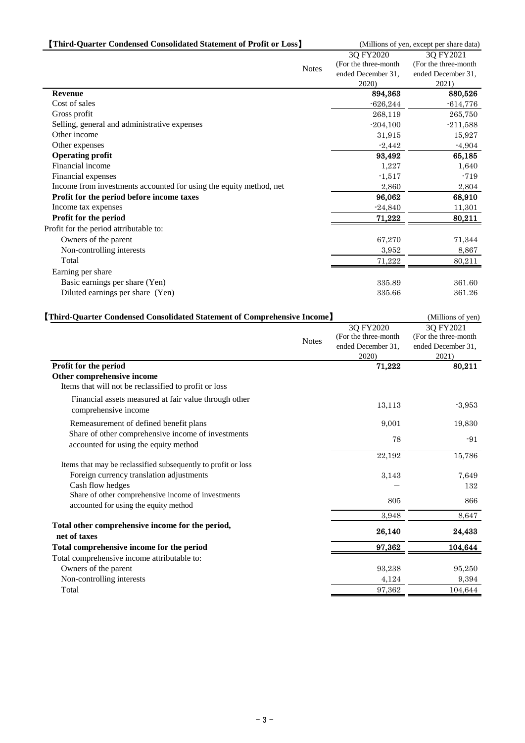**【Third-Quarter Condensed Consolidated Statement of Profit or Loss】**

(Millions of yen, except per share data)

| | Notes | 3Q FY2020 (For the three-month ended December 31, 2020) | 3Q FY2021 (For the three-month ended December 31, 2021) |
|---|---|---|---|
| **Revenue** | | 894,363 | 880,526 |
| Cost of sales | | -626,244 | -614,776 |
| Gross profit | | 268,119 | 265,750 |
| Selling, general and administrative expenses | | -204,100 | -211,588 |
| Other income | | 31,915 | 15,927 |
| Other expenses | | -2,442 | -4,904 |
| **Operating profit** | | 93,492 | 65,185 |
| Financial income | | 1,227 | 1,640 |
| Financial expenses | | -1,517 | -719 |
| Income from investments accounted for using the equity method, net | | 2,860 | 2,804 |
| **Profit for the period before income taxes** | | 96,062 | 68,910 |
| Income tax expenses | | -24,840 | 11,301 |
| **Profit for the period** | | 71,222 | 80,211 |
| Profit for the period attributable to: | | | |
| Owners of the parent | | 67,270 | 71,344 |
| Non-controlling interests | | 3,952 | 8,867 |
| Total | | 71,222 | 80,211 |
| Earning per share | | | |
| Basic earnings per share (Yen) | | 335.89 | 361.60 |
| Diluted earnings per share (Yen) | | 335.66 | 361.26 |

**【Third-Quarter Condensed Consolidated Statement of Comprehensive Income】**

(Millions of yen)

| | Notes | 3Q FY2020 (For the three-month ended December 31, 2020) | 3Q FY2021 (For the three-month ended December 31, 2021) |
|---|---|---|---|
| **Profit for the period** | | 71,222 | 80,211 |
| **Other comprehensive income** | | | |
| Items that will not be reclassified to profit or loss | | | |
| Financial assets measured at fair value through other comprehensive income | | 13,113 | -3,953 |
| Remeasurement of defined benefit plans | | 9,001 | 19,830 |
| Share of other comprehensive income of investments accounted for using the equity method | | 78 | -91 |
| | | 22,192 | 15,786 |
| Items that may be reclassified subsequently to profit or loss | | | |
| Foreign currency translation adjustments | | 3,143 | 7,649 |
| Cash flow hedges | | — | 132 |
| Share of other comprehensive income of investments accounted for using the equity method | | 805 | 866 |
| | | 3,948 | 8,647 |
| **Total other comprehensive income for the period, net of taxes** | | 26,140 | 24,433 |
| **Total comprehensive income for the period** | | 97,362 | 104,644 |
| Total comprehensive income attributable to: | | | |
| Owners of the parent | | 93,238 | 95,250 |
| Non-controlling interests | | 4,124 | 9,394 |
| Total | | 97,362 | 104,644 |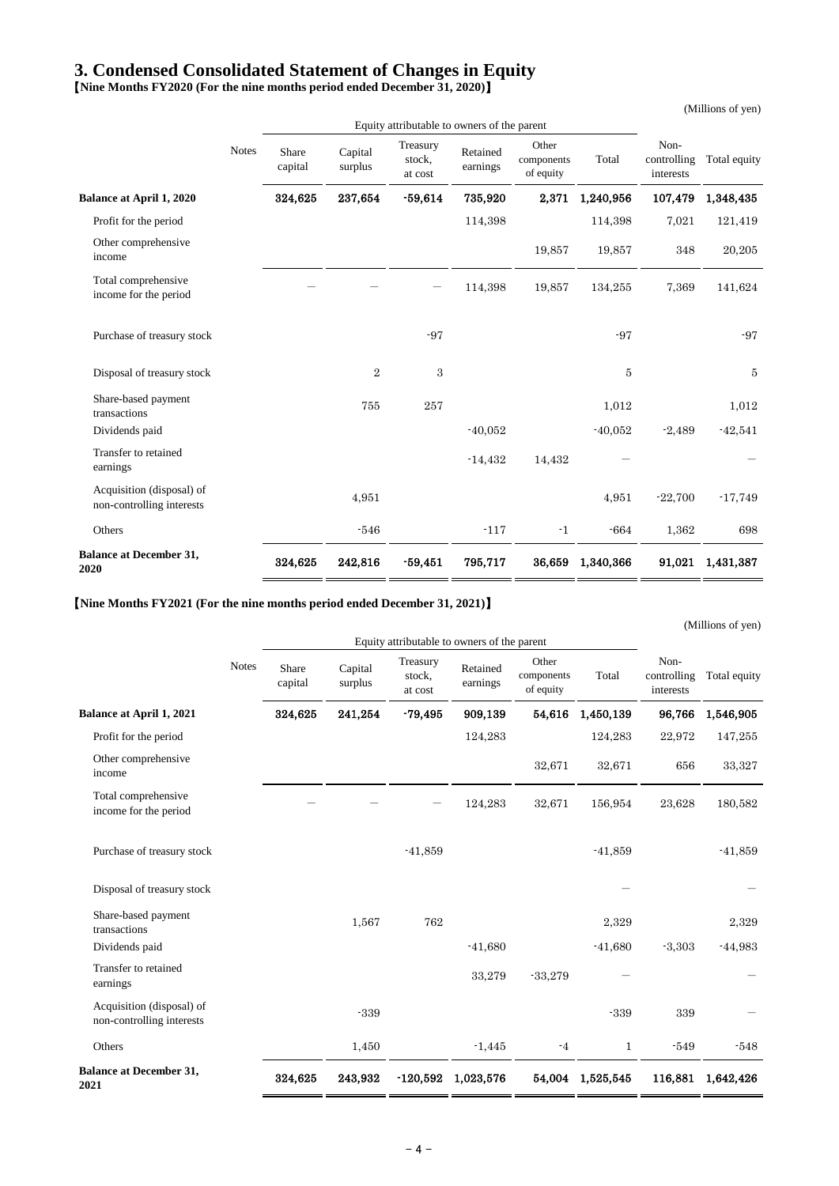# 3. Condensed Consolidated Statement of Changes in Equity

【Nine Months FY2020 (For the nine months period ended December 31, 2020)】

(Millions of yen)

| | Notes | Equity attributable to owners of the parent | | | | | | Non-controlling interests | Total equity |
|---|---|---|---|---|---|---|---|---|---|
| | | Share capital | Capital surplus | Treasury stock, at cost | Retained earnings | Other components of equity | Total | | |
| **Balance at April 1, 2020** | | **324,625** | **237,654** | **-59,614** | **735,920** | **2,371** | **1,240,956** | **107,479** | **1,348,435** |
| Profit for the period | | | | | 114,398 | | 114,398 | 7,021 | 121,419 |
| Other comprehensive income | | | | | | 19,857 | 19,857 | 348 | 20,205 |
| Total comprehensive income for the period | | — | — | — | 114,398 | 19,857 | 134,255 | 7,369 | 141,624 |
| Purchase of treasury stock | | | | -97 | | | -97 | | -97 |
| Disposal of treasury stock | | | 2 | 3 | | | 5 | | 5 |
| Share-based payment transactions | | | 755 | 257 | | | 1,012 | | 1,012 |
| Dividends paid | | | | | -40,052 | | -40,052 | -2,489 | -42,541 |
| Transfer to retained earnings | | | | | -14,432 | 14,432 | — | | — |
| Acquisition (disposal) of non-controlling interests | | | 4,951 | | | | 4,951 | -22,700 | -17,749 |
| Others | | | -546 | | -117 | -1 | -664 | 1,362 | 698 |
| **Balance at December 31, 2020** | | **324,625** | **242,816** | **-59,451** | **795,717** | **36,659** | **1,340,366** | **91,021** | **1,431,387** |

【Nine Months FY2021 (For the nine months period ended December 31, 2021)】

(Millions of yen)

| | Notes | Equity attributable to owners of the parent | | | | | | Non-controlling interests | Total equity |
|---|---|---|---|---|---|---|---|---|---|
| | | Share capital | Capital surplus | Treasury stock, at cost | Retained earnings | Other components of equity | Total | | |
| **Balance at April 1, 2021** | | **324,625** | **241,254** | **-79,495** | **909,139** | **54,616** | **1,450,139** | **96,766** | **1,546,905** |
| Profit for the period | | | | | 124,283 | | 124,283 | 22,972 | 147,255 |
| Other comprehensive income | | | | | | 32,671 | 32,671 | 656 | 33,327 |
| Total comprehensive income for the period | | — | — | — | 124,283 | 32,671 | 156,954 | 23,628 | 180,582 |
| Purchase of treasury stock | | | | -41,859 | | | -41,859 | | -41,859 |
| Disposal of treasury stock | | | | | | | — | | — |
| Share-based payment transactions | | | 1,567 | 762 | | | 2,329 | | 2,329 |
| Dividends paid | | | | | -41,680 | | -41,680 | -3,303 | -44,983 |
| Transfer to retained earnings | | | | | 33,279 | -33,279 | — | | — |
| Acquisition (disposal) of non-controlling interests | | | -339 | | | | -339 | 339 | — |
| Others | | | 1,450 | | -1,445 | -4 | 1 | -549 | -548 |
| **Balance at December 31, 2021** | | **324,625** | **243,932** | **-120,592** | **1,023,576** | **54,004** | **1,525,545** | **116,881** | **1,642,426** |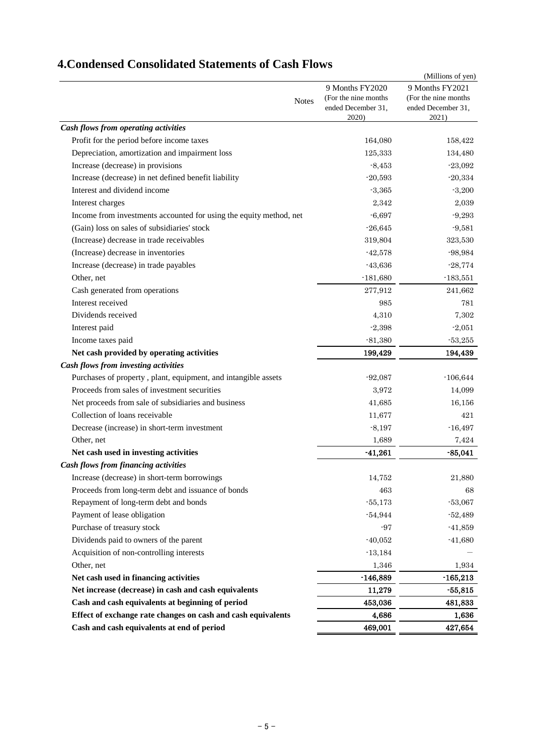# 4.Condensed Consolidated Statements of Cash Flows

(Millions of yen)

| | Notes | 9 Months FY2020 (For the nine months ended December 31, 2020) | 9 Months FY2021 (For the nine months ended December 31, 2021) |
|---|---|---|---|
| ***Cash flows from operating activities*** | | | |
| Profit for the period before income taxes | | 164,080 | 158,422 |
| Depreciation, amortization and impairment loss | | 125,333 | 134,480 |
| Increase (decrease) in provisions | | -8,453 | -23,092 |
| Increase (decrease) in net defined benefit liability | | -20,593 | -20,334 |
| Interest and dividend income | | -3,365 | -3,200 |
| Interest charges | | 2,342 | 2,039 |
| Income from investments accounted for using the equity method, net | | -6,697 | -9,293 |
| (Gain) loss on sales of subsidiaries' stock | | -26,645 | -9,581 |
| (Increase) decrease in trade receivables | | 319,804 | 323,530 |
| (Increase) decrease in inventories | | -42,578 | -98,984 |
| Increase (decrease) in trade payables | | -43,636 | -28,774 |
| Other, net | | -181,680 | -183,551 |
| Cash generated from operations | | 277,912 | 241,662 |
| Interest received | | 985 | 781 |
| Dividends received | | 4,310 | 7,302 |
| Interest paid | | -2,398 | -2,051 |
| Income taxes paid | | -81,380 | -53,255 |
| **Net cash provided by operating activities** | | **199,429** | **194,439** |
| ***Cash flows from investing activities*** | | | |
| Purchases of property , plant, equipment, and intangible assets | | -92,087 | -106,644 |
| Proceeds from sales of investment securities | | 3,972 | 14,099 |
| Net proceeds from sale of subsidiaries and business | | 41,685 | 16,156 |
| Collection of loans receivable | | 11,677 | 421 |
| Decrease (increase) in short-term investment | | -8,197 | -16,497 |
| Other, net | | 1,689 | 7,424 |
| **Net cash used in investing activities** | | **-41,261** | **-85,041** |
| ***Cash flows from financing activities*** | | | |
| Increase (decrease) in short-term borrowings | | 14,752 | 21,880 |
| Proceeds from long-term debt and issuance of bonds | | 463 | 68 |
| Repayment of long-term debt and bonds | | -55,173 | -53,067 |
| Payment of lease obligation | | -54,944 | -52,489 |
| Purchase of treasury stock | | -97 | -41,859 |
| Dividends paid to owners of the parent | | -40,052 | -41,680 |
| Acquisition of non-controlling interests | | -13,184 | — |
| Other, net | | 1,346 | 1,934 |
| **Net cash used in financing activities** | | **-146,889** | **-165,213** |
| **Net increase (decrease) in cash and cash equivalents** | | **11,279** | **-55,815** |
| **Cash and cash equivalents at beginning of period** | | **453,036** | **481,833** |
| **Effect of exchange rate changes on cash and cash equivalents** | | **4,686** | **1,636** |
| **Cash and cash equivalents at end of period** | | **469,001** | **427,654** |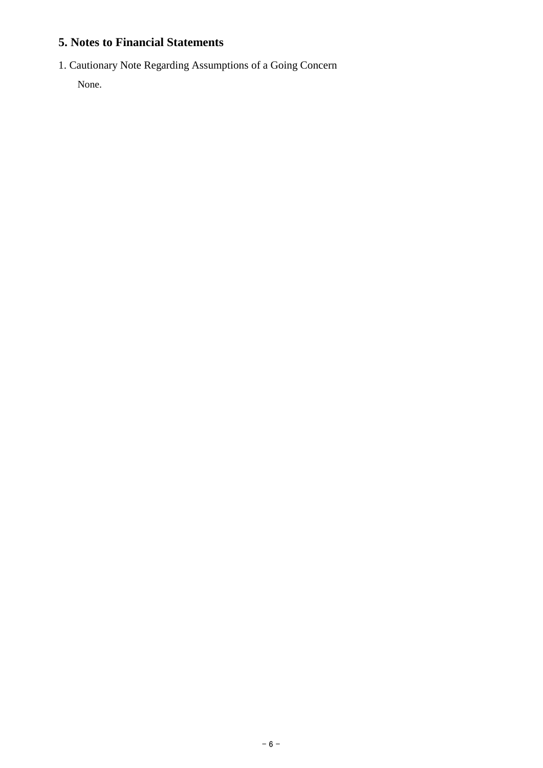## 5. Notes to Financial Statements

1. Cautionary Note Regarding Assumptions of a Going Concern

None.